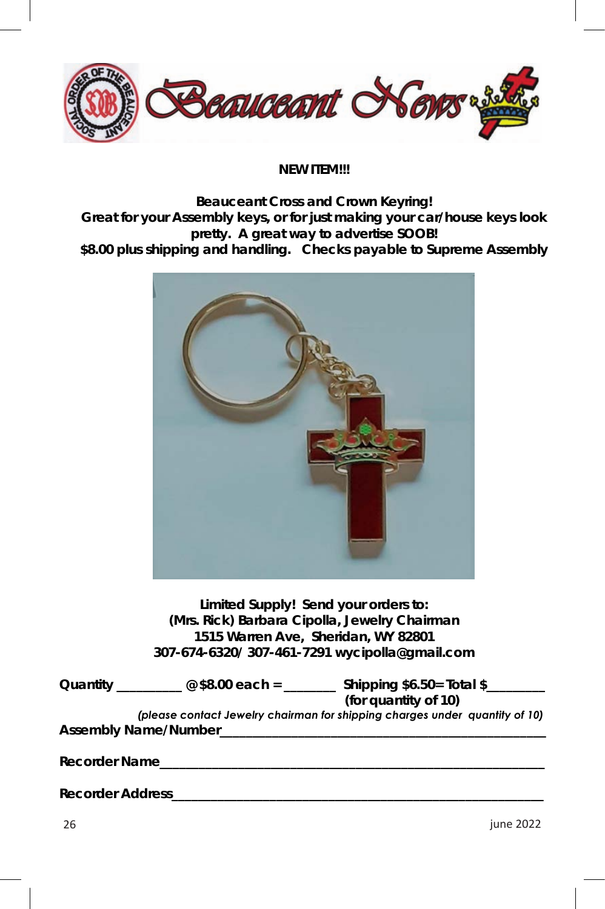# Beauceant News

**NEW ITEM!!!**

**Beauceant Cross and Crown Keyring!**
**Great for your Assembly keys, or for just making your car/house keys look pretty. A great way to advertise SOOB!**
**$8.00 plus shipping and handling. Checks payable to Supreme Assembly**

**Limited Supply! Send your orders to:**
**(Mrs. Rick) Barbara Cipolla, Jewelry Chairman**
**1515 Warren Ave, Sheridan, WY 82801**
**307-674-6320/ 307-461-7291 wycipolla@gmail.com**

**Quantity _________ @$8.00 each = _______ Shipping $6.50= Total $________**
**(for quantity of 10)**

*(please contact Jewelry chairman for shipping charges under quantity of 10)*

**Assembly Name/Number_______________________________________________**

**Recorder Name_____________________________________________________**

**Recorder Address___________________________________________________**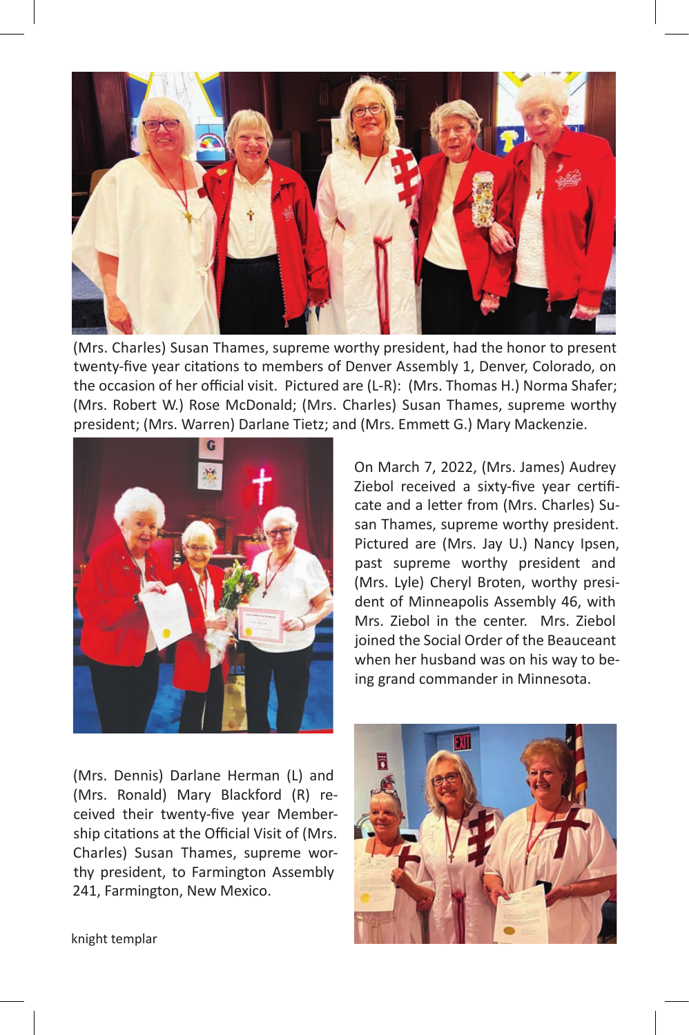(Mrs. Charles) Susan Thames, supreme worthy president, had the honor to present twenty-five year citations to members of Denver Assembly 1, Denver, Colorado, on the occasion of her official visit. Pictured are (L-R): (Mrs. Thomas H.) Norma Shafer; (Mrs. Robert W.) Rose McDonald; (Mrs. Charles) Susan Thames, supreme worthy president; (Mrs. Warren) Darlane Tietz; and (Mrs. Emmett G.) Mary Mackenzie.

On March 7, 2022, (Mrs. James) Audrey Ziebol received a sixty-five year certificate and a letter from (Mrs. Charles) Susan Thames, supreme worthy president. Pictured are (Mrs. Jay U.) Nancy Ipsen, past supreme worthy president and (Mrs. Lyle) Cheryl Broten, worthy president of Minneapolis Assembly 46, with Mrs. Ziebol in the center. Mrs. Ziebol joined the Social Order of the Beauceant when her husband was on his way to being grand commander in Minnesota.

(Mrs. Dennis) Darlane Herman (L) and (Mrs. Ronald) Mary Blackford (R) received their twenty-five year Membership citations at the Official Visit of (Mrs. Charles) Susan Thames, supreme worthy president, to Farmington Assembly 241, Farmington, New Mexico.